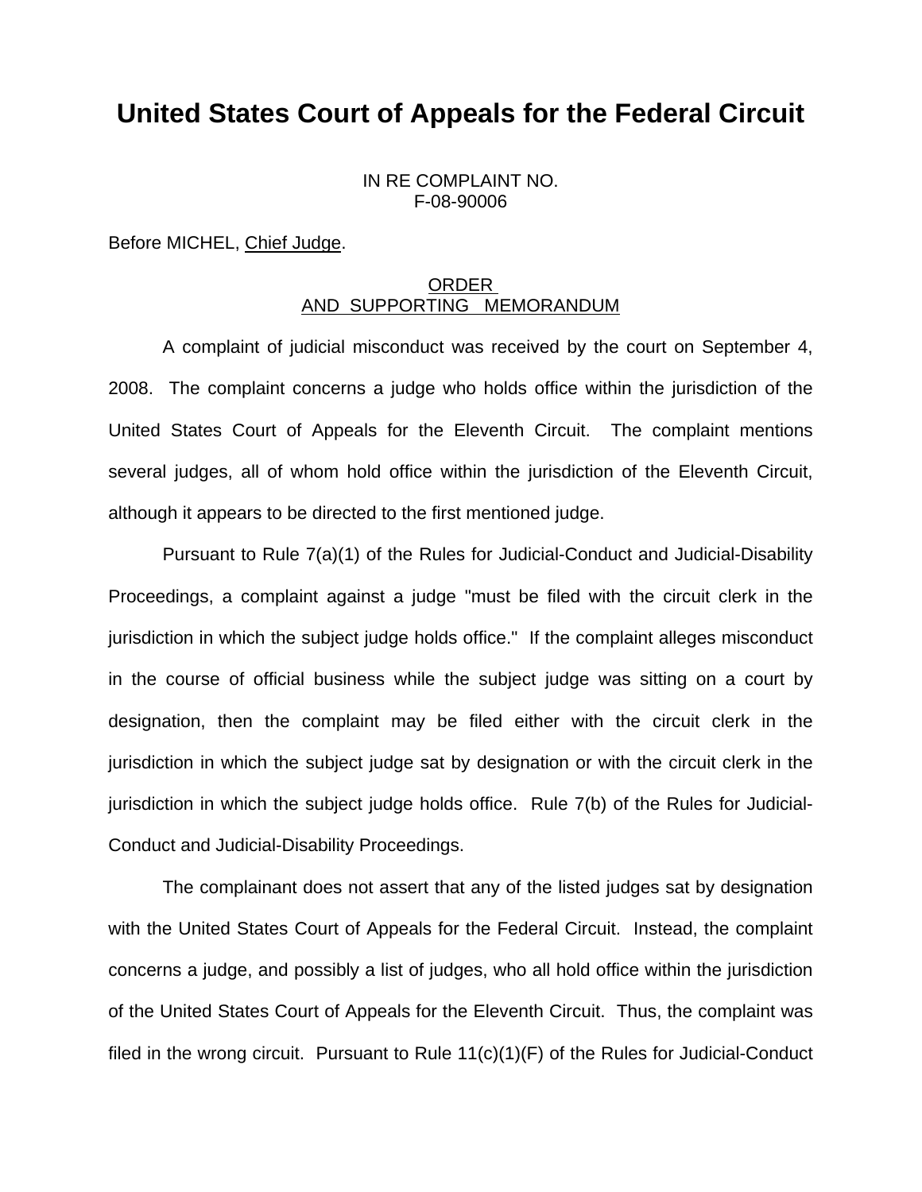# United States Court of Appeals for the Federal Circuit

IN RE COMPLAINT NO.
F-08-90006

Before MICHEL, Chief Judge.

ORDER
AND SUPPORTING MEMORANDUM

A complaint of judicial misconduct was received by the court on September 4, 2008. The complaint concerns a judge who holds office within the jurisdiction of the United States Court of Appeals for the Eleventh Circuit. The complaint mentions several judges, all of whom hold office within the jurisdiction of the Eleventh Circuit, although it appears to be directed to the first mentioned judge.

Pursuant to Rule 7(a)(1) of the Rules for Judicial-Conduct and Judicial-Disability Proceedings, a complaint against a judge "must be filed with the circuit clerk in the jurisdiction in which the subject judge holds office." If the complaint alleges misconduct in the course of official business while the subject judge was sitting on a court by designation, then the complaint may be filed either with the circuit clerk in the jurisdiction in which the subject judge sat by designation or with the circuit clerk in the jurisdiction in which the subject judge holds office. Rule 7(b) of the Rules for Judicial-Conduct and Judicial-Disability Proceedings.

The complainant does not assert that any of the listed judges sat by designation with the United States Court of Appeals for the Federal Circuit. Instead, the complaint concerns a judge, and possibly a list of judges, who all hold office within the jurisdiction of the United States Court of Appeals for the Eleventh Circuit. Thus, the complaint was filed in the wrong circuit. Pursuant to Rule 11(c)(1)(F) of the Rules for Judicial-Conduct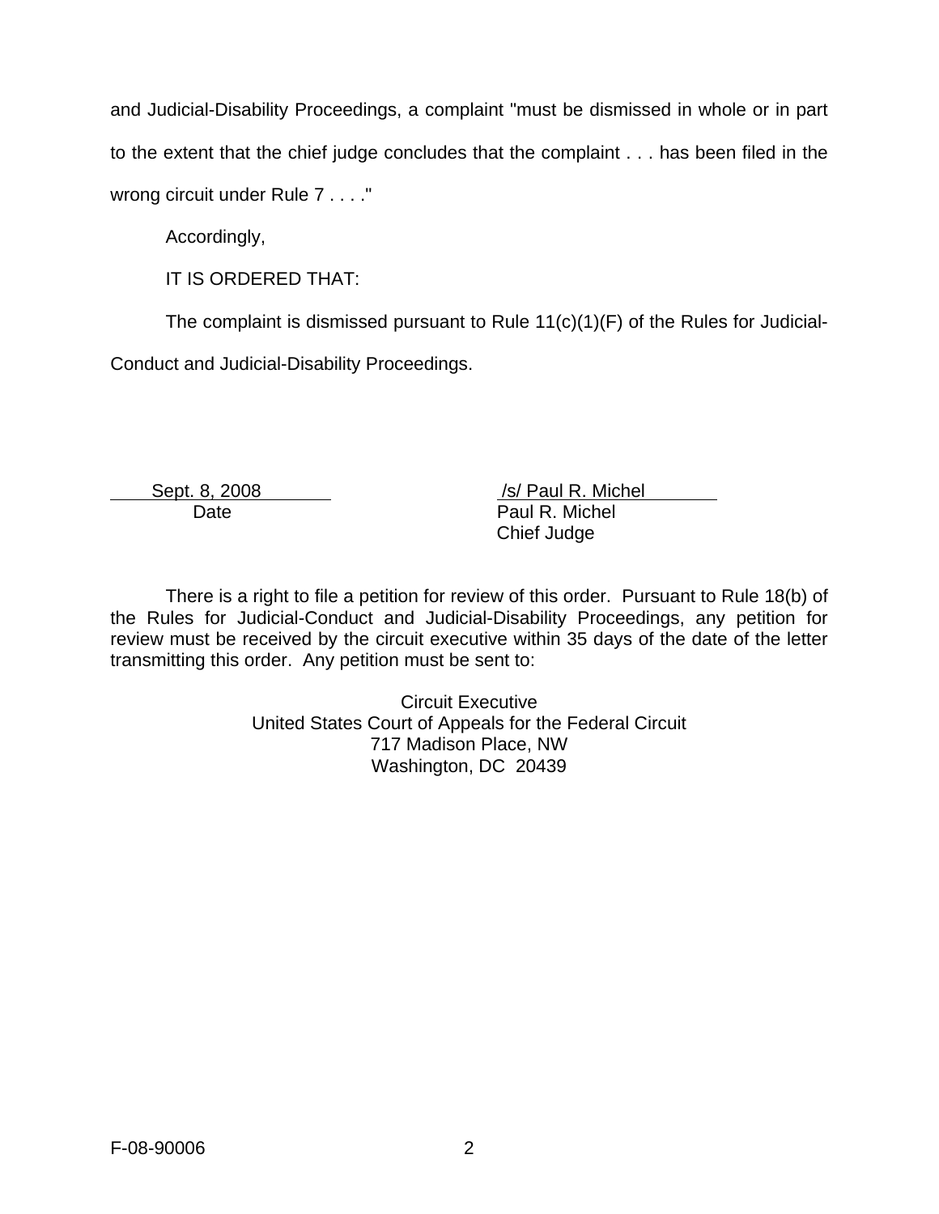and Judicial-Disability Proceedings, a complaint "must be dismissed in whole or in part to the extent that the chief judge concludes that the complaint . . . has been filed in the wrong circuit under Rule 7 . . . ."

Accordingly,

IT IS ORDERED THAT:

The complaint is dismissed pursuant to Rule 11(c)(1)(F) of the Rules for Judicial-Conduct and Judicial-Disability Proceedings.

Sept. 8, 2008
Date

/s/ Paul R. Michel
Paul R. Michel
Chief Judge

There is a right to file a petition for review of this order. Pursuant to Rule 18(b) of the Rules for Judicial-Conduct and Judicial-Disability Proceedings, any petition for review must be received by the circuit executive within 35 days of the date of the letter transmitting this order. Any petition must be sent to:

Circuit Executive
United States Court of Appeals for the Federal Circuit
717 Madison Place, NW
Washington, DC 20439

F-08-90006